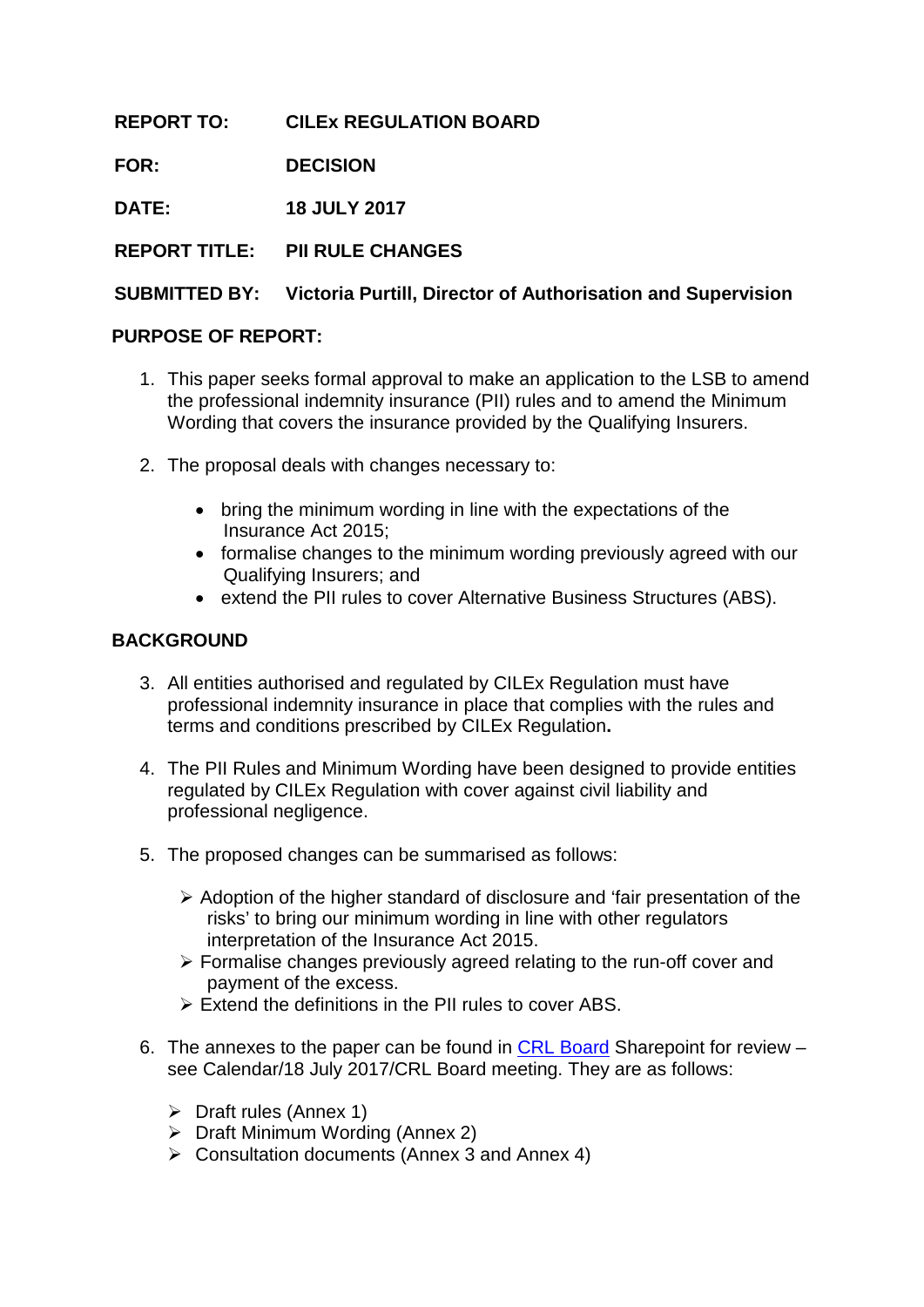**REPORT TO:** **CILEx REGULATION BOARD**

**FOR:** **DECISION**

**DATE:** **18 JULY 2017**

**REPORT TITLE:** **PII RULE CHANGES**

**SUBMITTED BY:** **Victoria Purtill, Director of Authorisation and Supervision**

## PURPOSE OF REPORT:

1. This paper seeks formal approval to make an application to the LSB to amend the professional indemnity insurance (PII) rules and to amend the Minimum Wording that covers the insurance provided by the Qualifying Insurers.

2. The proposal deals with changes necessary to:

   - bring the minimum wording in line with the expectations of the Insurance Act 2015;
   - formalise changes to the minimum wording previously agreed with our Qualifying Insurers; and
   - extend the PII rules to cover Alternative Business Structures (ABS).

## BACKGROUND

3. All entities authorised and regulated by CILEx Regulation must have professional indemnity insurance in place that complies with the rules and terms and conditions prescribed by CILEx Regulation**.**

4. The PII Rules and Minimum Wording have been designed to provide entities regulated by CILEx Regulation with cover against civil liability and professional negligence.

5. The proposed changes can be summarised as follows:

   - Adoption of the higher standard of disclosure and 'fair presentation of the risks' to bring our minimum wording in line with other regulators interpretation of the Insurance Act 2015.
   - Formalise changes previously agreed relating to the run-off cover and payment of the excess.
   - Extend the definitions in the PII rules to cover ABS.

6. The annexes to the paper can be found in CRL Board Sharepoint for review – see Calendar/18 July 2017/CRL Board meeting. They are as follows:

   - Draft rules (Annex 1)
   - Draft Minimum Wording (Annex 2)
   - Consultation documents (Annex 3 and Annex 4)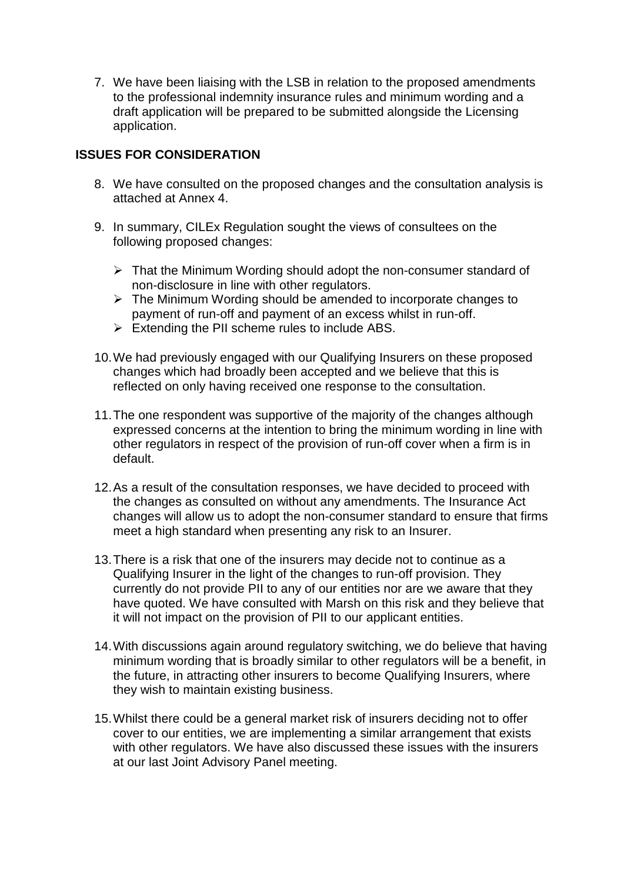7. We have been liaising with the LSB in relation to the proposed amendments to the professional indemnity insurance rules and minimum wording and a draft application will be prepared to be submitted alongside the Licensing application.

## ISSUES FOR CONSIDERATION

8. We have consulted on the proposed changes and the consultation analysis is attached at Annex 4.

9. In summary, CILEx Regulation sought the views of consultees on the following proposed changes:
   - That the Minimum Wording should adopt the non-consumer standard of non-disclosure in line with other regulators.
   - The Minimum Wording should be amended to incorporate changes to payment of run-off and payment of an excess whilst in run-off.
   - Extending the PII scheme rules to include ABS.

10. We had previously engaged with our Qualifying Insurers on these proposed changes which had broadly been accepted and we believe that this is reflected on only having received one response to the consultation.

11. The one respondent was supportive of the majority of the changes although expressed concerns at the intention to bring the minimum wording in line with other regulators in respect of the provision of run-off cover when a firm is in default.

12. As a result of the consultation responses, we have decided to proceed with the changes as consulted on without any amendments. The Insurance Act changes will allow us to adopt the non-consumer standard to ensure that firms meet a high standard when presenting any risk to an Insurer.

13. There is a risk that one of the insurers may decide not to continue as a Qualifying Insurer in the light of the changes to run-off provision. They currently do not provide PII to any of our entities nor are we aware that they have quoted. We have consulted with Marsh on this risk and they believe that it will not impact on the provision of PII to our applicant entities.

14. With discussions again around regulatory switching, we do believe that having minimum wording that is broadly similar to other regulators will be a benefit, in the future, in attracting other insurers to become Qualifying Insurers, where they wish to maintain existing business.

15. Whilst there could be a general market risk of insurers deciding not to offer cover to our entities, we are implementing a similar arrangement that exists with other regulators. We have also discussed these issues with the insurers at our last Joint Advisory Panel meeting.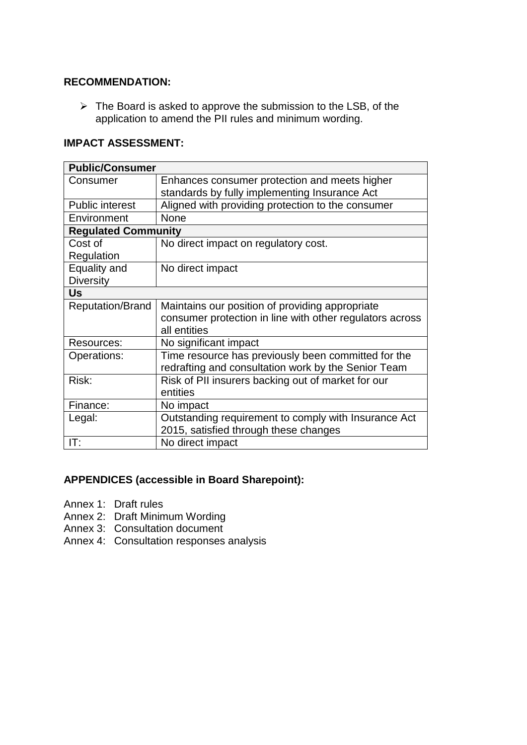**RECOMMENDATION:**

- The Board is asked to approve the submission to the LSB, of the application to amend the PII rules and minimum wording.

**IMPACT ASSESSMENT:**

| | |
|---|---|
| **Public/Consumer** | |
| Consumer | Enhances consumer protection and meets higher standards by fully implementing Insurance Act |
| Public interest | Aligned with providing protection to the consumer |
| Environment | None |
| **Regulated Community** | |
| Cost of Regulation | No direct impact on regulatory cost. |
| Equality and Diversity | No direct impact |
| **Us** | |
| Reputation/Brand | Maintains our position of providing appropriate consumer protection in line with other regulators across all entities |
| Resources: | No significant impact |
| Operations: | Time resource has previously been committed for the redrafting and consultation work by the Senior Team |
| Risk: | Risk of PII insurers backing out of market for our entities |
| Finance: | No impact |
| Legal: | Outstanding requirement to comply with Insurance Act 2015, satisfied through these changes |
| IT: | No direct impact |

**APPENDICES (accessible in Board Sharepoint):**

Annex 1: Draft rules
Annex 2: Draft Minimum Wording
Annex 3: Consultation document
Annex 4: Consultation responses analysis